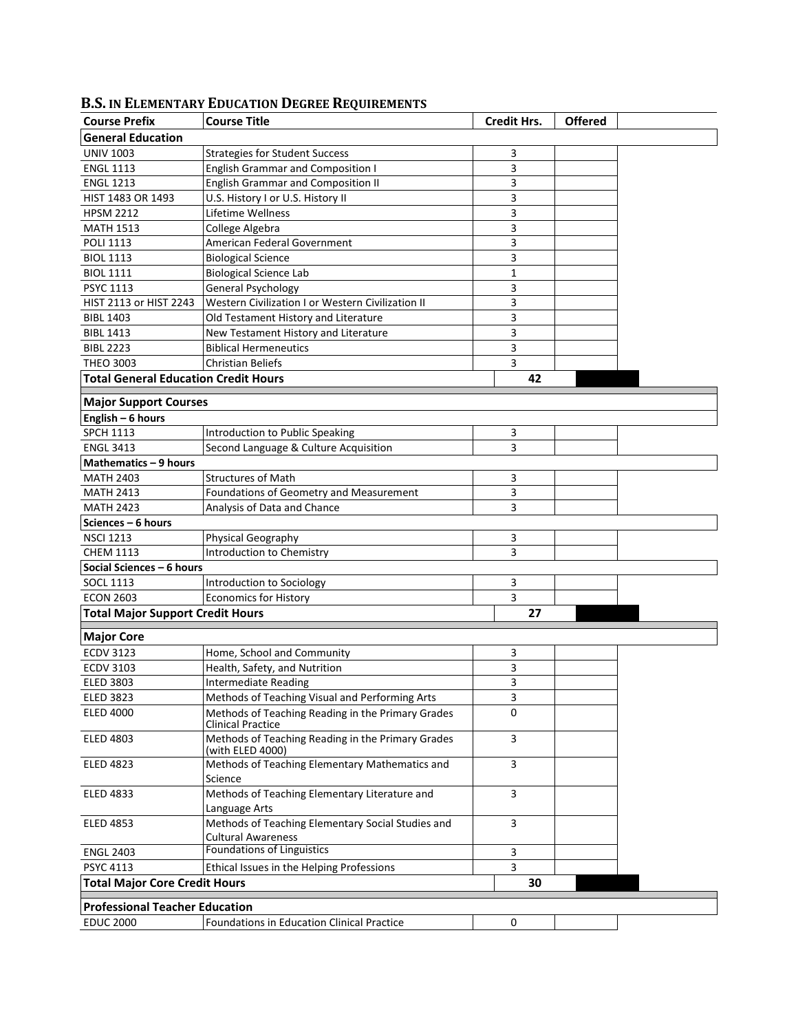# B.S. IN ELEMENTARY EDUCATION DEGREE REQUIREMENTS

| Course Prefix | Course Title | Credit Hrs. | Offered |
|---|---|---|---|
| **General Education** | | | |
| UNIV 1003 | Strategies for Student Success | 3 | |
| ENGL 1113 | English Grammar and Composition I | 3 | |
| ENGL 1213 | English Grammar and Composition II | 3 | |
| HIST 1483 OR 1493 | U.S. History I or U.S. History II | 3 | |
| HPSM 2212 | Lifetime Wellness | 3 | |
| MATH 1513 | College Algebra | 3 | |
| POLI 1113 | American Federal Government | 3 | |
| BIOL 1113 | Biological Science | 3 | |
| BIOL 1111 | Biological Science Lab | 1 | |
| PSYC 1113 | General Psychology | 3 | |
| HIST 2113 or HIST 2243 | Western Civilization I or Western Civilization II | 3 | |
| BIBL 1403 | Old Testament History and Literature | 3 | |
| BIBL 1413 | New Testament History and Literature | 3 | |
| BIBL 2223 | Biblical Hermeneutics | 3 | |
| THEO 3003 | Christian Beliefs | 3 | |
| **Total General Education Credit Hours** | | **42** | |
| **Major Support Courses** | | | |
| **English – 6 hours** | | | |
| SPCH 1113 | Introduction to Public Speaking | 3 | |
| ENGL 3413 | Second Language & Culture Acquisition | 3 | |
| **Mathematics – 9 hours** | | | |
| MATH 2403 | Structures of Math | 3 | |
| MATH 2413 | Foundations of Geometry and Measurement | 3 | |
| MATH 2423 | Analysis of Data and Chance | 3 | |
| **Sciences – 6 hours** | | | |
| NSCI 1213 | Physical Geography | 3 | |
| CHEM 1113 | Introduction to Chemistry | 3 | |
| **Social Sciences – 6 hours** | | | |
| SOCL 1113 | Introduction to Sociology | 3 | |
| ECON 2603 | Economics for History | 3 | |
| **Total Major Support Credit Hours** | | **27** | |
| **Major Core** | | | |
| ECDV 3123 | Home, School and Community | 3 | |
| ECDV 3103 | Health, Safety, and Nutrition | 3 | |
| ELED 3803 | Intermediate Reading | 3 | |
| ELED 3823 | Methods of Teaching Visual and Performing Arts | 3 | |
| ELED 4000 | Methods of Teaching Reading in the Primary Grades Clinical Practice | 0 | |
| ELED 4803 | Methods of Teaching Reading in the Primary Grades (with ELED 4000) | 3 | |
| ELED 4823 | Methods of Teaching Elementary Mathematics and Science | 3 | |
| ELED 4833 | Methods of Teaching Elementary Literature and Language Arts | 3 | |
| ELED 4853 | Methods of Teaching Elementary Social Studies and Cultural Awareness | 3 | |
| ENGL 2403 | Foundations of Linguistics | 3 | |
| PSYC 4113 | Ethical Issues in the Helping Professions | 3 | |
| **Total Major Core Credit Hours** | | **30** | |
| **Professional Teacher Education** | | | |
| EDUC 2000 | Foundations in Education Clinical Practice | 0 | |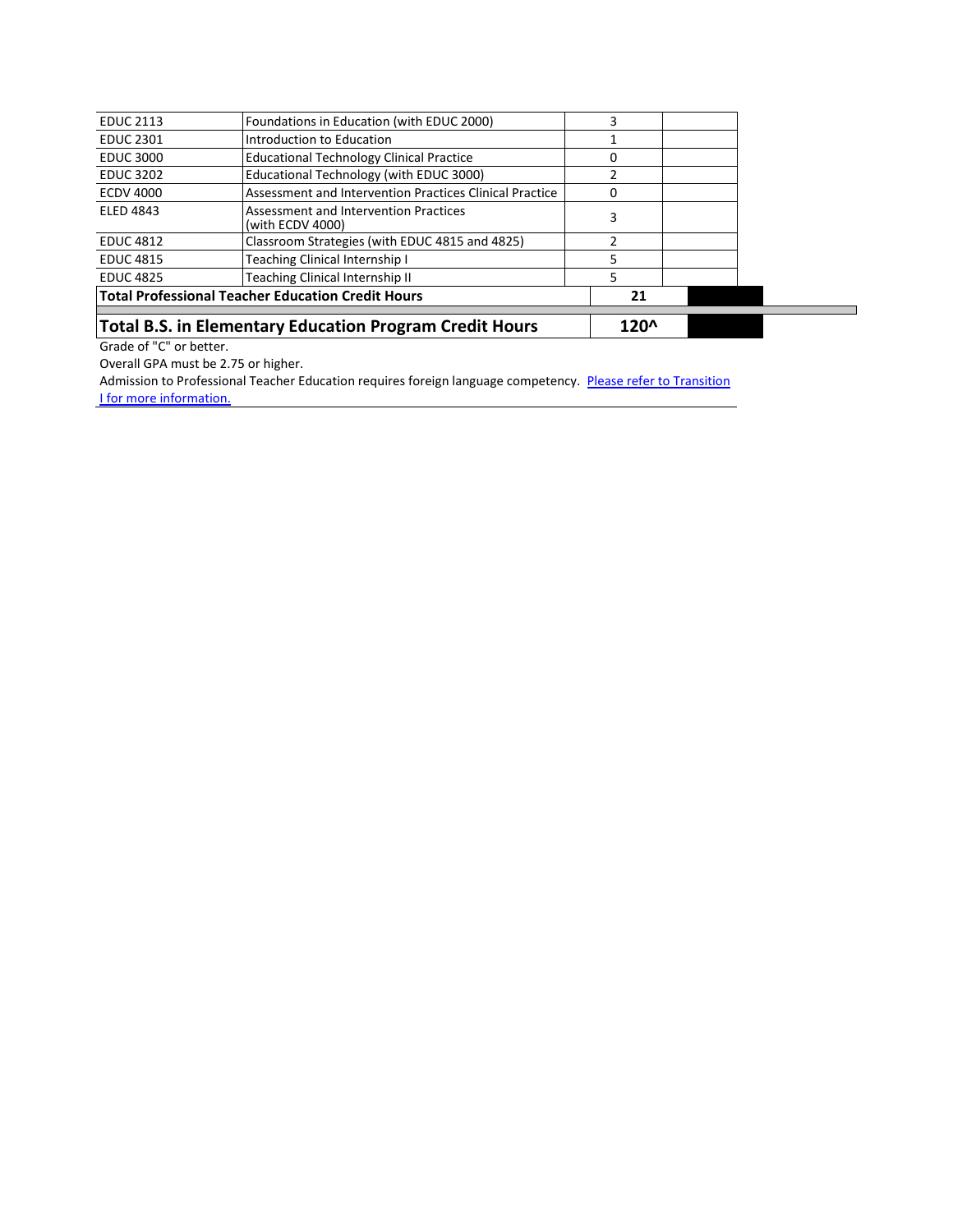| | | | |
|---|---|---|---|
| EDUC 2113 | Foundations in Education (with EDUC 2000) | 3 | |
| EDUC 2301 | Introduction to Education | 1 | |
| EDUC 3000 | Educational Technology Clinical Practice | 0 | |
| EDUC 3202 | Educational Technology (with EDUC 3000) | 2 | |
| ECDV 4000 | Assessment and Intervention Practices Clinical Practice | 0 | |
| ELED 4843 | Assessment and Intervention Practices (with ECDV 4000) | 3 | |
| EDUC 4812 | Classroom Strategies (with EDUC 4815 and 4825) | 2 | |
| EDUC 4815 | Teaching Clinical Internship I | 5 | |
| EDUC 4825 | Teaching Clinical Internship II | 5 | |
| **Total Professional Teacher Education Credit Hours** | | **21** | |
| **Total B.S. in Elementary Education Program Credit Hours** | | **120^** | |

Grade of "C" or better.

Overall GPA must be 2.75 or higher.

Admission to Professional Teacher Education requires foreign language competency. Please refer to Transition I for more information.